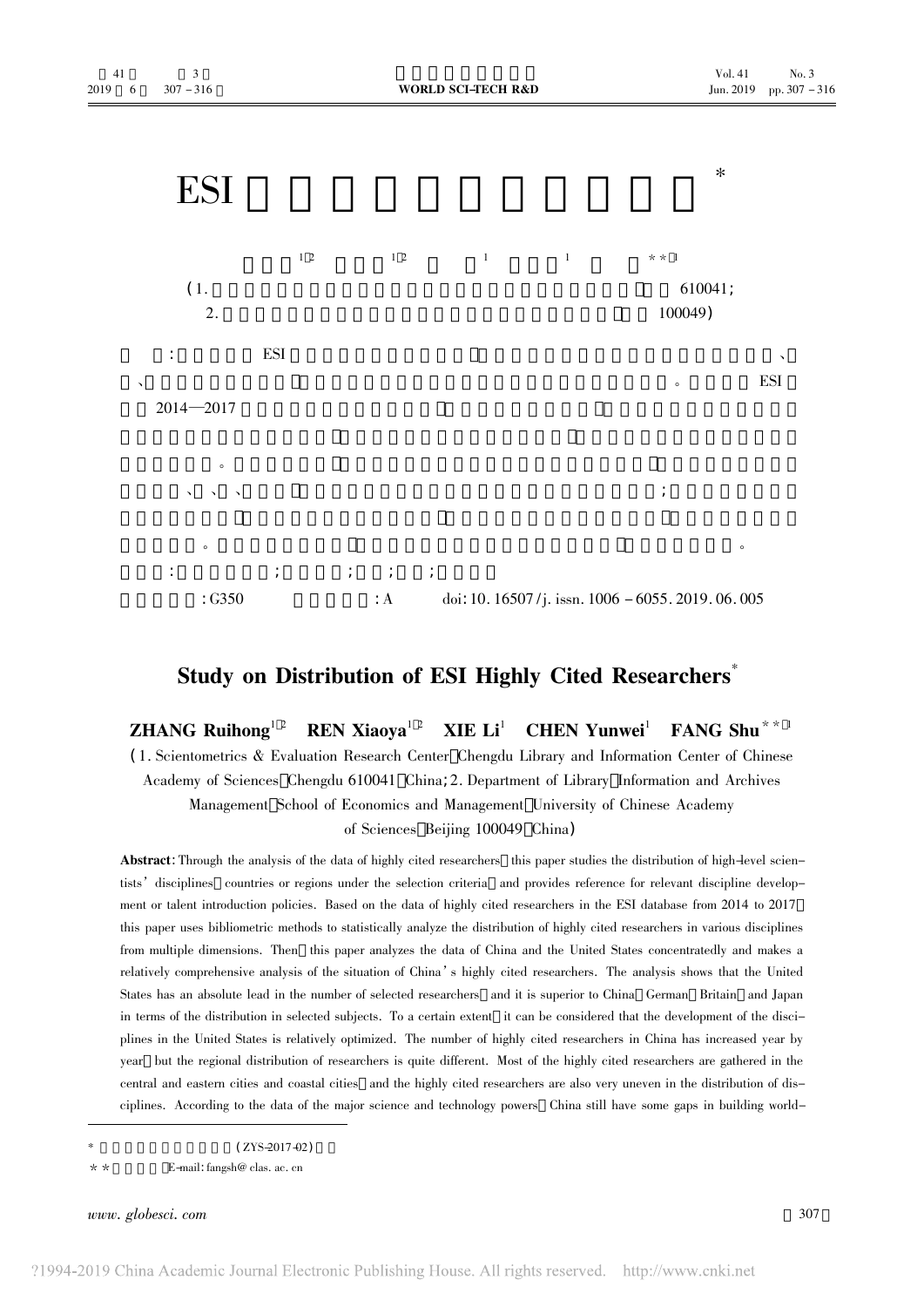# ESI *

(1. 610041;
2. 100049)

: ESI 2014—2017

: G350 : A doi: 10.16507/j.issn.1006-6055.2019.06.005

## Study on Distribution of ESI Highly Cited Researchers*

**ZHANG Ruihong**[1,2] **REN Xiaoya**[1,2] **XIE Li**[1] **CHEN Yunwei**[1] **FANG Shu**[**,1]

(1. Scientometrics & Evaluation Research Center, Chengdu Library and Information Center of Chinese Academy of Sciences, Chengdu 610041, China; 2. Department of Library, Information and Archives Management, School of Economics and Management, University of Chinese Academy of Sciences, Beijing 100049, China)

**Abstract**: Through the analysis of the data of highly cited researchers, this paper studies the distribution of high-level scientists' disciplines, countries or regions under the selection criteria, and provides reference for relevant discipline development or talent introduction policies. Based on the data of highly cited researchers in the ESI database from 2014 to 2017, this paper uses bibliometric methods to statistically analyze the distribution of highly cited researchers in various disciplines from multiple dimensions. Then, this paper analyzes the data of China and the United States concentratedly and makes a relatively comprehensive analysis of the situation of China's highly cited researchers. The analysis shows that the United States has an absolute lead in the number of selected researchers, and it is superior to China, German, Britain, and Japan in terms of the distribution in selected subjects. To a certain extent, it can be considered that the development of the disciplines in the United States is relatively optimized. The number of highly cited researchers in China has increased year by year, but the regional distribution of researchers is quite different. Most of the highly cited researchers are gathered in the central and eastern cities and coastal cities, and the highly cited researchers are also very uneven in the distribution of disciplines. According to the data of the major science and technology powers, China still have some gaps in building world-

---

* (ZYS-2017-02)

** E-mail: fangsh@clas.ac.cn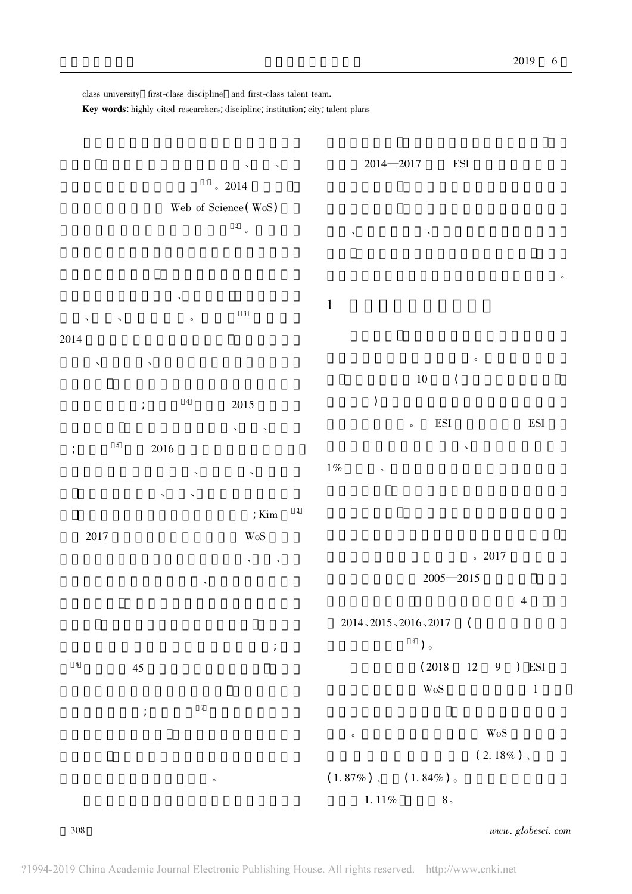class university, first-class discipline, and first-class talent team.

**Key words**: highly cited researchers; discipline; institution; city; talent plans

、 、

[1]。2014

Web of Science(WoS)

[2]。

、

、 、 。 [3]

2014

、 、

； [4] 2015

、 、

； [5] 2016

、 、

、 、

；Kim [6]

2017 WoS

、 、

、

；

[6] 45

； [7]

。

2014—2017 ESI

、 、

。

## 1

。

10 (

)

。 ESI ESI

、

1% 。

。2017

2005—2015

4

2014、2015、2016、2017 (

[8])。

(2018 12 9 ) ESI

WoS 1

。 WoS

(2.18%)、

(1.87%)、 (1.84%)。

1.11% 8。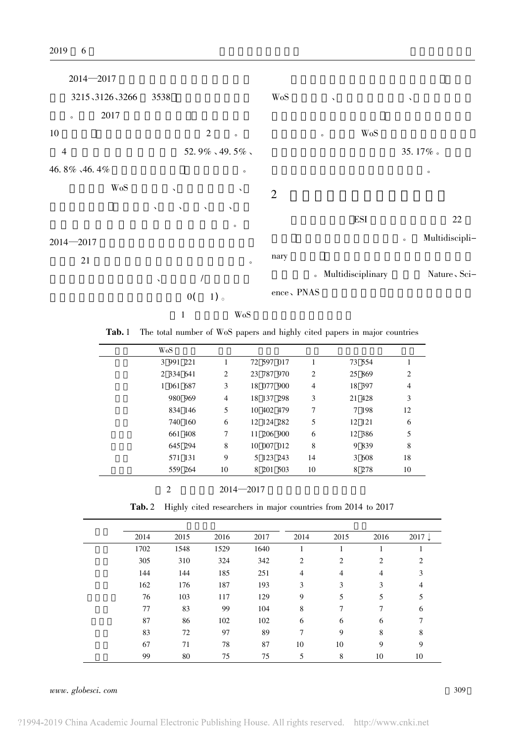2014—2017

3215、3126、3266 3538

。 2017

10 2 。

4 52.9%、49.5%、46.8%、46.4% 。

WoS 、 、

、 、 、 、

。

2014—2017

21 。

、 /

0( 1)。

WoS 、 、

。 WoS

35.17%。

。

## 2

ESI 22

。 Multidisciplinary

。 Multidisciplinary Nature、Science、PNAS

1 WoS

**Tab. 1** The total number of WoS papers and highly cited papers in major countries

| | WoS | | | | | |
|---|---|---|---|---|---|---|
| | 3 991 221 | 1 | 72 597 017 | 1 | 73 554 | 1 |
| | 2 334 641 | 2 | 23 787 970 | 2 | 25 869 | 2 |
| | 1 061 687 | 3 | 18 077 900 | 4 | 18 397 | 4 |
| | 980 969 | 4 | 18 137 298 | 3 | 21 428 | 3 |
| | 834 146 | 5 | 10 402 479 | 7 | 7 198 | 12 |
| | 740 160 | 6 | 12 124 282 | 5 | 12 121 | 6 |
| | 661 408 | 7 | 11 206 900 | 6 | 12 386 | 5 |
| | 645 294 | 8 | 10 007 012 | 8 | 9 839 | 8 |
| | 571 131 | 9 | 5 123 243 | 14 | 3 608 | 18 |
| | 559 264 | 10 | 8 201 503 | 10 | 8 278 | 10 |

2 2014—2017

**Tab. 2** Highly cited researchers in major countries from 2014 to 2017

| | | | | | | | | |
|---|---|---|---|---|---|---|---|---|
| | 2014 | 2015 | 2016 | 2017 | 2014 | 2015 | 2016 | 2017 ↓ |
| | 1702 | 1548 | 1529 | 1640 | 1 | 1 | 1 | 1 |
| | 305 | 310 | 324 | 342 | 2 | 2 | 2 | 2 |
| | 144 | 144 | 185 | 251 | 4 | 4 | 4 | 3 |
| | 162 | 176 | 187 | 193 | 3 | 3 | 3 | 4 |
| | 76 | 103 | 117 | 129 | 9 | 5 | 5 | 5 |
| | 77 | 83 | 99 | 104 | 8 | 7 | 7 | 6 |
| | 87 | 86 | 102 | 102 | 6 | 6 | 6 | 7 |
| | 83 | 72 | 97 | 89 | 7 | 9 | 8 | 8 |
| | 67 | 71 | 78 | 87 | 10 | 10 | 9 | 9 |
| | 99 | 80 | 75 | 75 | 5 | 8 | 10 | 10 |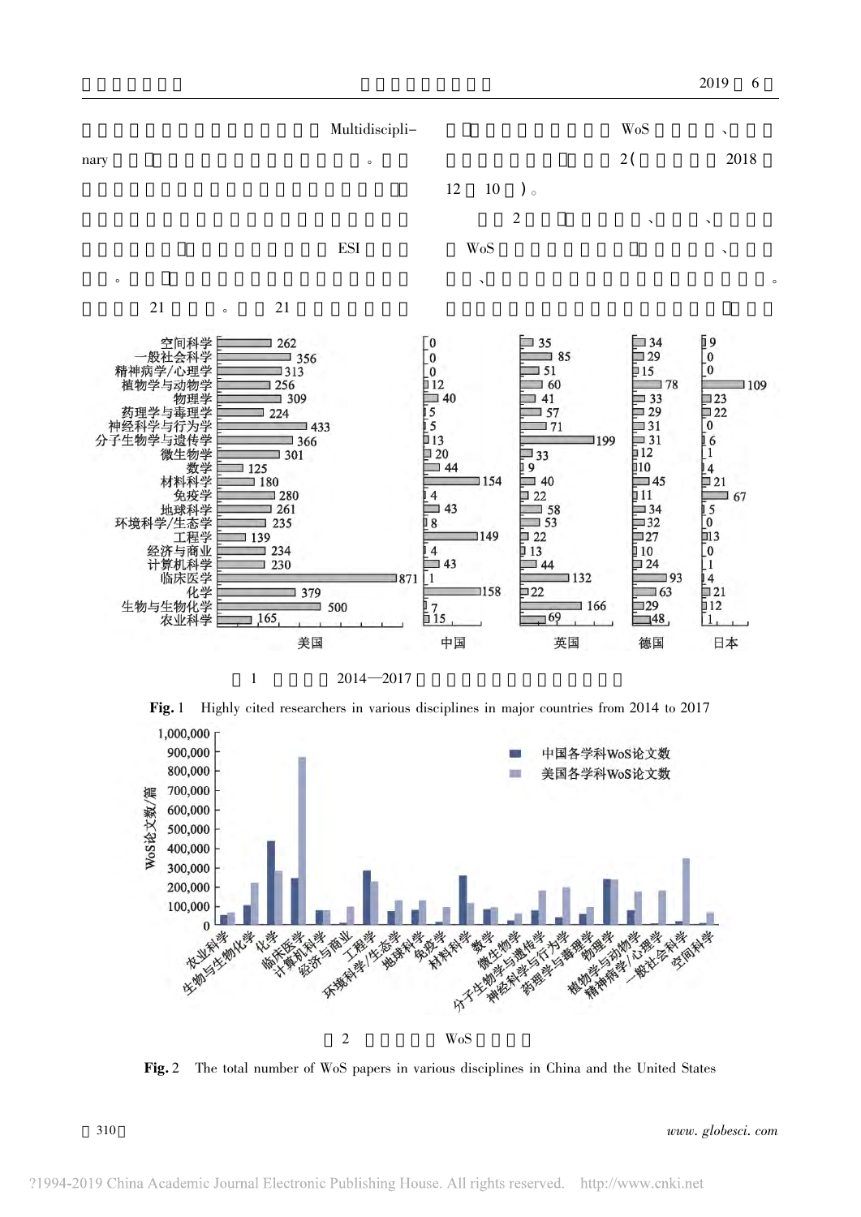Multidiscipli-

nary 。

ESI

。

21 。 21

WoS 、

2( 2018

12 10 )。

2 、 、

WoS 、

、 。

| 学科 | 美国 | 中国 | 英国 | 德国 | 日本 |
|---|---|---|---|---|---|
| 空间科学 | 262 | 0 | 35 | 34 | 9 |
| 一般社会科学 | 356 | 0 | 85 | 29 | 0 |
| 精神病学/心理学 | 313 | 0 | 51 | 15 | 0 |
| 植物学与动物学 | 256 | 12 | 60 | 78 | 109 |
| 物理学 | 309 | 40 | 41 | 33 | 23 |
| 药理学与毒理学 | 224 | 5 | 57 | 29 | 22 |
| 神经科学与行为学 | 433 | 5 | 71 | 31 | 0 |
| 分子生物学与遗传学 | 366 | 13 | 199 | 31 | 6 |
| 微生物学 | 301 | 20 | 33 | 12 | 1 |
| 数学 | 125 | 44 | 9 | 10 | 4 |
| 材料科学 | 180 | 154 | 40 | 45 | 21 |
| 免疫学 | 280 | 4 | 22 | 11 | 67 |
| 地球科学 | 261 | 43 | 58 | 34 | 5 |
| 环境科学/生态学 | 235 | 8 | 53 | 32 | 0 |
| 工程学 | 139 | 149 | 22 | 27 | 13 |
| 经济与商业 | 234 | 4 | 13 | 10 | 0 |
| 计算机科学 | 230 | 43 | 44 | 24 | 1 |
| 临床医学 | 871 | 1 | 132 | 93 | 4 |
| 化学 | 379 | 158 | 22 | 63 | 21 |
| 生物与生物化学 | 500 | 7 | 166 | 29 | 12 |
| 农业科学 | 165 | 15 | 69 | 48 | 1 |

1 2014—2017

**Fig. 1** Highly cited researchers in various disciplines in major countries from 2014 to 2017

2 WoS

**Fig. 2** The total number of WoS papers in various disciplines in China and the United States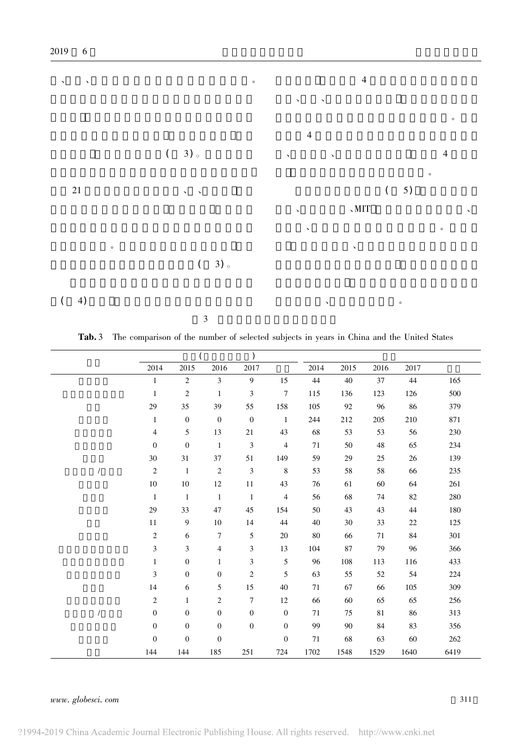、、。

（ 3）。

21 、、

。

（ 3）。

（ 4）

4

、、

。

4

、、 4

。

（ 5）

、 、MIT 、

、 。

、

、 。

3

**Tab. 3** The comparison of the number of selected subjects in years in China and the United States

| | （ ） | | | | | | | | | |
|---|---|---|---|---|---|---|---|---|---|---|
| | 2014 | 2015 | 2016 | 2017 | | 2014 | 2015 | 2016 | 2017 | |
| | 1 | 2 | 3 | 9 | 15 | 44 | 40 | 37 | 44 | 165 |
| | 1 | 2 | 1 | 3 | 7 | 115 | 136 | 123 | 126 | 500 |
| | 29 | 35 | 39 | 55 | 158 | 105 | 92 | 96 | 86 | 379 |
| | 1 | 0 | 0 | 0 | 1 | 244 | 212 | 205 | 210 | 871 |
| | 4 | 5 | 13 | 21 | 43 | 68 | 53 | 53 | 56 | 230 |
| | 0 | 0 | 1 | 3 | 4 | 71 | 50 | 48 | 65 | 234 |
| | 30 | 31 | 37 | 51 | 149 | 59 | 29 | 25 | 26 | 139 |
| / | 2 | 1 | 2 | 3 | 8 | 53 | 58 | 58 | 66 | 235 |
| | 10 | 10 | 12 | 11 | 43 | 76 | 61 | 60 | 64 | 261 |
| | 1 | 1 | 1 | 1 | 4 | 56 | 68 | 74 | 82 | 280 |
| | 29 | 33 | 47 | 45 | 154 | 50 | 43 | 43 | 44 | 180 |
| | 11 | 9 | 10 | 14 | 44 | 40 | 30 | 33 | 22 | 125 |
| | 2 | 6 | 7 | 5 | 20 | 80 | 66 | 71 | 84 | 301 |
| | 3 | 3 | 4 | 3 | 13 | 104 | 87 | 79 | 96 | 366 |
| | 1 | 0 | 1 | 3 | 5 | 96 | 108 | 113 | 116 | 433 |
| | 3 | 0 | 0 | 2 | 5 | 63 | 55 | 52 | 54 | 224 |
| | 14 | 6 | 5 | 15 | 40 | 71 | 67 | 66 | 105 | 309 |
| | 2 | 1 | 2 | 7 | 12 | 66 | 60 | 65 | 65 | 256 |
| / | 0 | 0 | 0 | 0 | 0 | 71 | 75 | 81 | 86 | 313 |
| | 0 | 0 | 0 | 0 | 0 | 99 | 90 | 84 | 83 | 356 |
| | 0 | 0 | 0 | | 0 | 71 | 68 | 63 | 60 | 262 |
| | 144 | 144 | 185 | 251 | 724 | 1702 | 1548 | 1529 | 1640 | 6419 |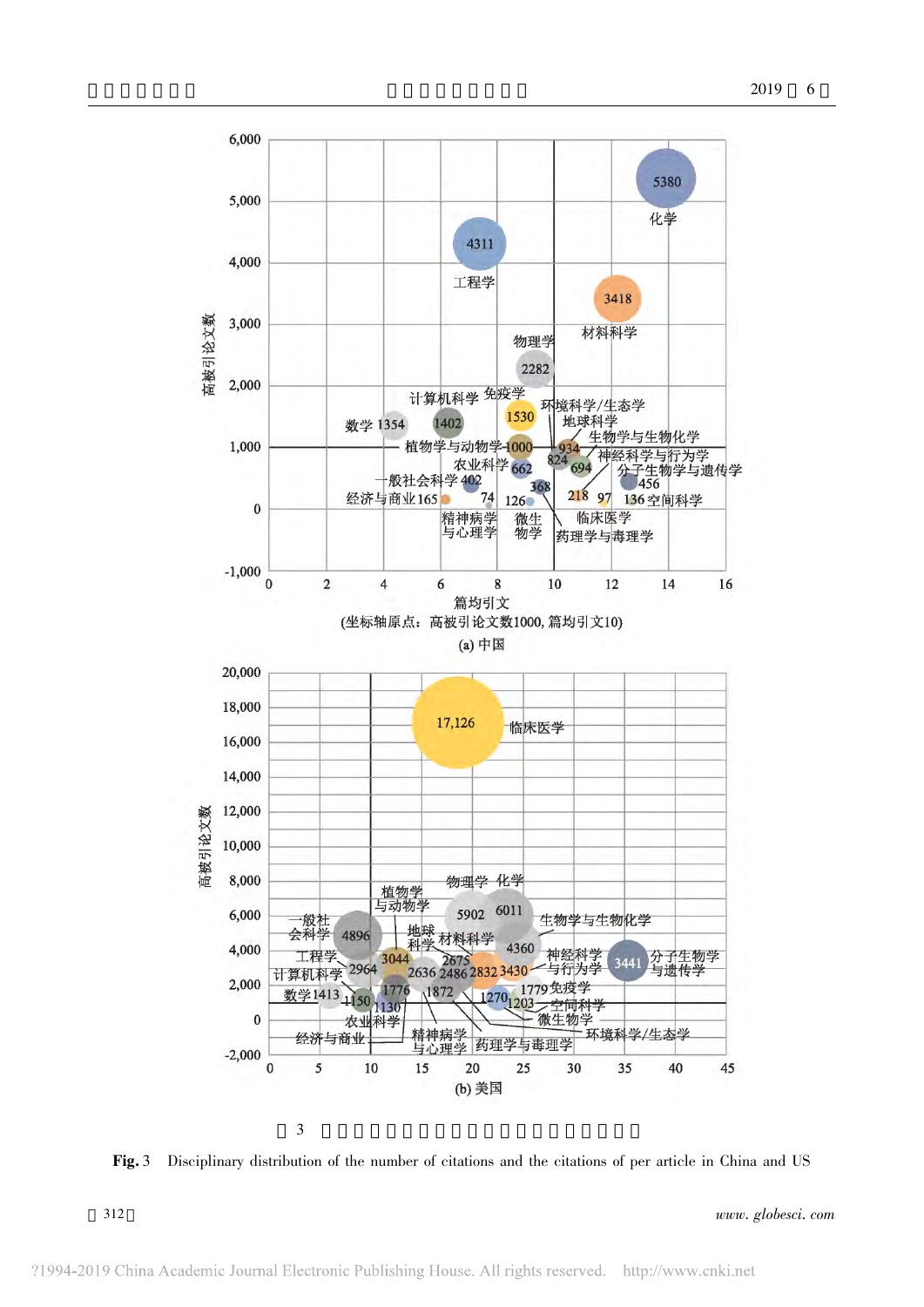高被引论文数

(a) 中国

篇均引文

(坐标轴原点：高被引论文数1000, 篇均引文10)

(b) 美国

Fig. 3　Disciplinary distribution of the number of citations and the citations of per article in China and US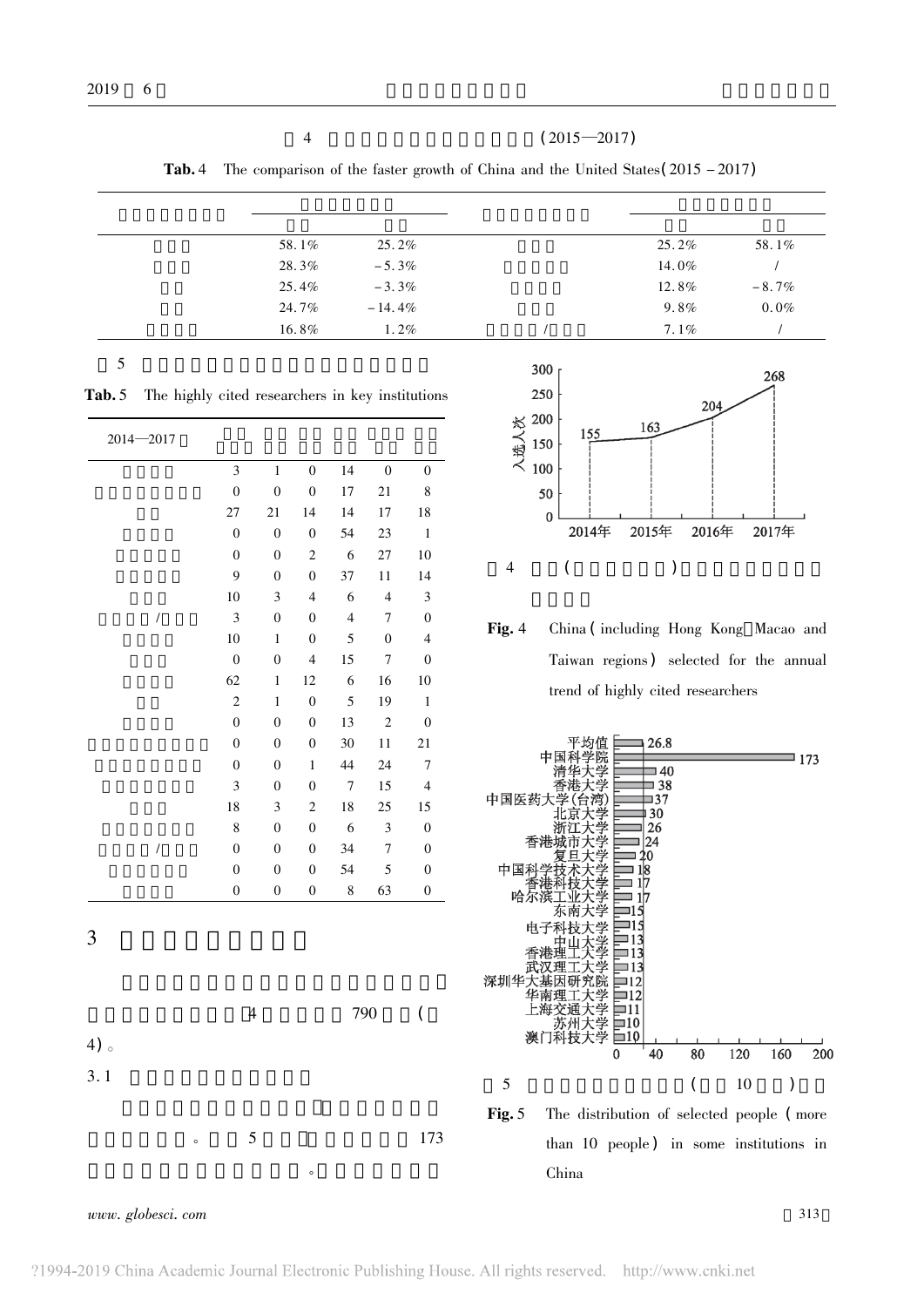表 4 (2015—2017)

**Tab.** 4 The comparison of the faster growth of China and the United States(2015 - 2017)

| | | | | | |
|---|---|---|---|---|---|
| | | | | | |
| | 58.1% | 25.2% | | 25.2% | 58.1% |
| | 28.3% | -5.3% | | 14.0% | / |
| | 25.4% | -3.3% | | 12.8% | -8.7% |
| | 24.7% | -14.4% | | 9.8% | 0.0% |
| | 16.8% | 1.2% | / | 7.1% | / |

表 5

**Tab.** 5 The highly cited researchers in key institutions

| 2014—2017 | | | | | | |
|---|---|---|---|---|---|---|
| | 3 | 1 | 0 | 14 | 0 | 0 |
| | 0 | 0 | 0 | 17 | 21 | 8 |
| | 27 | 21 | 14 | 14 | 17 | 18 |
| | 0 | 0 | 0 | 54 | 23 | 1 |
| | 0 | 0 | 2 | 6 | 27 | 10 |
| | 9 | 0 | 0 | 37 | 11 | 14 |
| | 10 | 3 | 4 | 6 | 4 | 3 |
| / | 3 | 0 | 0 | 4 | 7 | 0 |
| | 10 | 1 | 0 | 5 | 0 | 4 |
| | 0 | 0 | 4 | 15 | 7 | 0 |
| | 62 | 1 | 12 | 6 | 16 | 10 |
| | 2 | 1 | 0 | 5 | 19 | 1 |
| | 0 | 0 | 0 | 13 | 2 | 0 |
| | 0 | 0 | 0 | 30 | 11 | 21 |
| | 0 | 0 | 1 | 44 | 24 | 7 |
| | 3 | 0 | 0 | 7 | 15 | 4 |
| | 18 | 3 | 2 | 18 | 25 | 15 |
| | 8 | 0 | 0 | 6 | 3 | 0 |
| / | 0 | 0 | 0 | 34 | 7 | 0 |
| | 0 | 0 | 0 | 54 | 5 | 0 |
| | 0 | 0 | 0 | 8 | 63 | 0 |

## 3

4 790 (4)。

### 3.1

。 5 173

。

入选人次: 2014年 155; 2015年 163; 2016年 204; 2017年 268

图 4 ( )

**Fig.** 4 China (including Hong Kong, Macao and Taiwan regions) selected for the annual trend of highly cited researchers

| | |
|---|---|
| 平均值 | 26.8 |
| 中国科学院 | 173 |
| 清华大学 | 40 |
| 香港大学 | 38 |
| 中国医药大学(台湾) | 37 |
| 北京大学 | 30 |
| 浙江大学 | 26 |
| 香港城市大学 | 24 |
| 复旦大学 | 20 |
| 中国科学技术大学 | 18 |
| 香港科技大学 | 17 |
| 哈尔滨工业大学 | 17 |
| 东南大学 | 15 |
| 电子科技大学 | 15 |
| 中山大学 | 13 |
| 香港理工大学 | 13 |
| 武汉理工大学 | 13 |
| 深圳华大基因研究院 | 12 |
| 华南理工大学 | 12 |
| 上海交通大学 | 11 |
| 苏州大学 | 10 |
| 澳门科技大学 | 10 |

图 5 ( 10 )

**Fig.** 5 The distribution of selected people (more than 10 people) in some institutions in China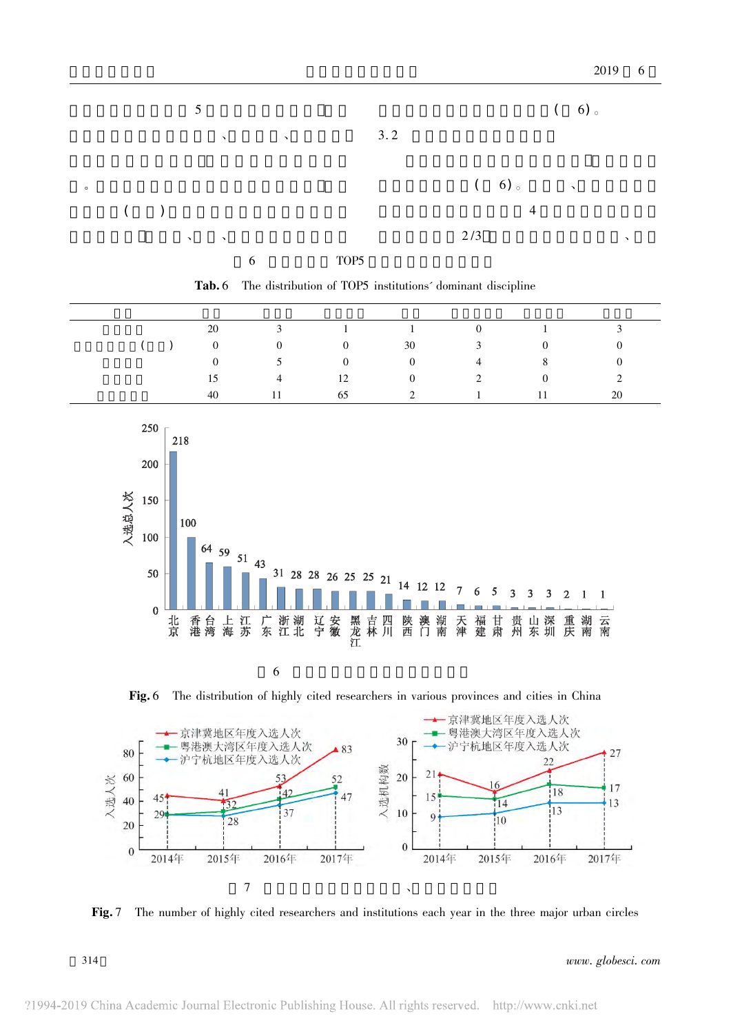5 ( 6)。

、 、 3.2

( 6)。 、

( ) 4

、 、 2/3 、

6 TOP5

**Tab. 6** The distribution of TOP5 institutions' dominant discipline

| | | | | | | | |
|---|---|---|---|---|---|---|---|
| | 20 | 3 | 1 | 1 | 0 | 1 | 3 |
| ( ) | 0 | 0 | 0 | 30 | 3 | 0 | 0 |
| | 0 | 5 | 0 | 0 | 4 | 8 | 0 |
| | 15 | 4 | 12 | 0 | 2 | 0 | 2 |
| | 40 | 11 | 65 | 2 | 1 | 11 | 20 |

6

**Fig. 6** The distribution of highly cited researchers in various provinces and cities in China

7 、

**Fig. 7** The number of highly cited researchers and institutions each year in the three major urban circles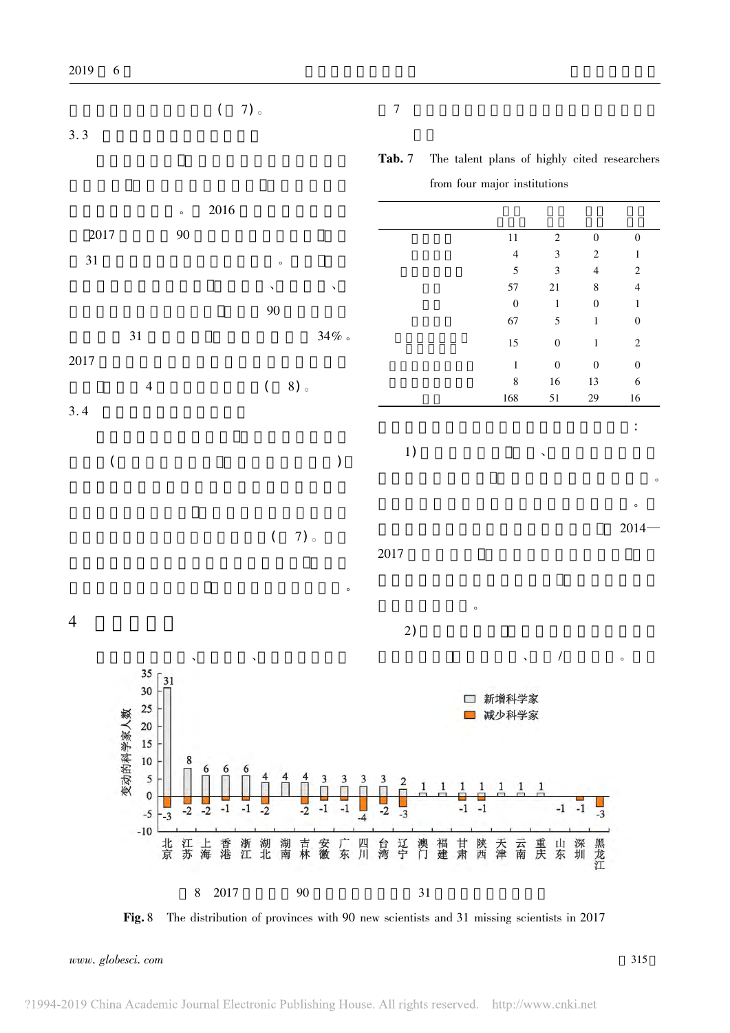(　7)。

3.3

。 2016

2017　　90

31　　　　　　　　　　　　　　　　　　　　　　　　。

、　　　　、

90

31　　　　　　　　　　　　　　　34%。

2017

4　　　　　　　　　　　　　　　( 8)。

3.4

(　　　　　　　　　　　　　　　　　　　　　　　　)

(　7)。

。

4

、　　　　、

7

Tab. 7 The talent plans of highly cited researchers from four major institutions

| | | | | |
|---|---|---|---|---|
| | 11 | 2 | 0 | 0 |
| | 4 | 3 | 2 | 1 |
| | 5 | 3 | 4 | 2 |
| | 57 | 21 | 8 | 4 |
| | 0 | 1 | 0 | 1 |
| | 67 | 5 | 1 | 0 |
| | 15 | 0 | 1 | 2 |
| | 1 | 0 | 0 | 0 |
| | 8 | 16 | 13 | 6 |
| | 168 | 51 | 29 | 16 |

:

1)　　　　　　　　、

。

。

2014—

2017

。

2)

、　　/　　　。

| 省份 | 新增科学家 | 减少科学家 |
|---|---|---|
| 北京 | 31 | -3 |
| 江苏 | 8 | -2 |
| 上海 | 6 | -2 |
| 香港 | 6 | -1 |
| 浙江 | 6 | -1 |
| 湖北 | 4 | -2 |
| 湖南 | 4 | |
| 吉林 | 4 | -2 |
| 安徽 | 3 | -1 |
| 广东 | 3 | -1 |
| 四川 | 3 | -4 |
| 台湾 | 3 | -2 |
| 辽宁 | 2 | -3 |
| 澳门 | 1 | |
| 福建 | 1 | |
| 甘肃 | 1 | -1 |
| 陕西 | 1 | -1 |
| 天津 | 1 | |
| 云南 | 1 | |
| 重庆 | 1 | |
| 山东 | | -1 |
| 深圳 | | -1 |
| 黑龙江 | | -3 |

8　2017　　　90　　　　　　　　31

Fig. 8 The distribution of provinces with 90 new scientists and 31 missing scientists in 2017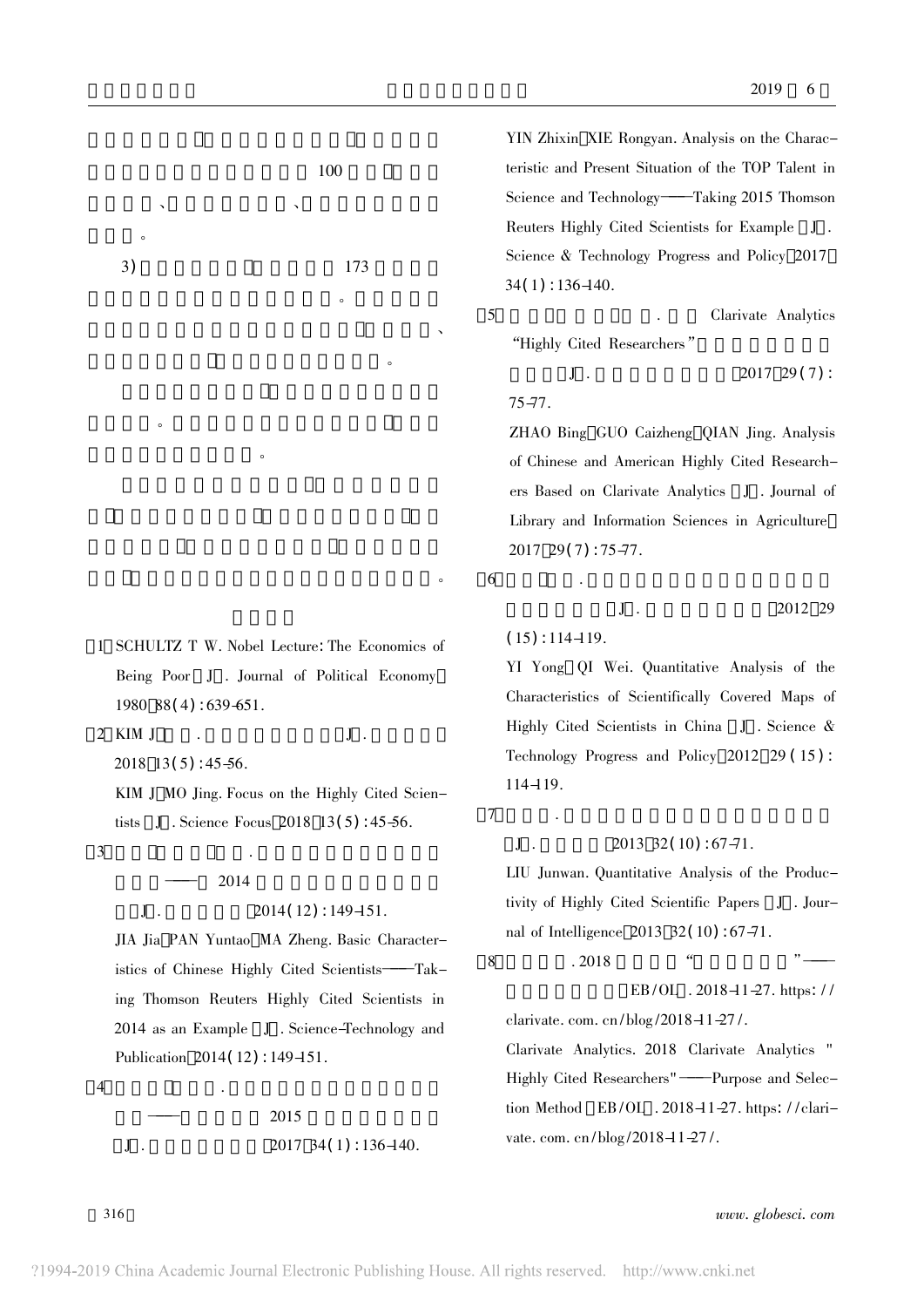100

、 、

。

3) 173

。

、

。

。

。

。

。

[1] SCHULTZ T W. Nobel Lecture: The Economics of Being Poor [J]. Journal of Political Economy, 1980, 88(4): 639-651.

[2] KIM J . [J]. 2018, 13(5): 45-56.
KIM J, MO Jing. Focus on the Highly Cited Scientists [J]. Science Focus, 2018, 13(5): 45-56.

[3] . —— 2014 [J]. 2014(12): 149-151.
JIA Jia, PAN Yuntao, MA Zheng. Basic Characteristics of Chinese Highly Cited Scientists——Taking Thomson Reuters Highly Cited Scientists in 2014 as an Example [J]. Science-Technology and Publication, 2014(12): 149-151.

[4] . —— 2015 [J]. 2017, 34(1): 136-140.
YIN Zhixin, XIE Rongyan. Analysis on the Characteristic and Present Situation of the TOP Talent in Science and Technology——Taking 2015 Thomson Reuters Highly Cited Scientists for Example [J]. Science & Technology Progress and Policy, 2017, 34(1): 136-140.

[5] . Clarivate Analytics "Highly Cited Researchers" [J]. 2017, 29(7): 75-77.
ZHAO Bing, GUO Caizheng, QIAN Jing. Analysis of Chinese and American Highly Cited Researchers Based on Clarivate Analytics [J]. Journal of Library and Information Sciences in Agriculture, 2017, 29(7): 75-77.

[6] . [J]. 2012, 29(15): 114-119.
YI Yong, QI Wei. Quantitative Analysis of the Characteristics of Scientifically Covered Maps of Highly Cited Scientists in China [J]. Science & Technology Progress and Policy, 2012, 29(15): 114-119.

[7] . [J]. 2013, 32(10): 67-71.
LIU Junwan. Quantitative Analysis of the Productivity of Highly Cited Scientific Papers [J]. Journal of Intelligence, 2013, 32(10): 67-71.

[8] . 2018 " "—— [EB/OL]. 2018-11-27. https://clarivate.com.cn/blog/2018-11-27/.
Clarivate Analytics. 2018 Clarivate Analytics "Highly Cited Researchers"——Purpose and Selection Method [EB/OL]. 2018-11-27. https://clarivate.com.cn/blog/2018-11-27/.